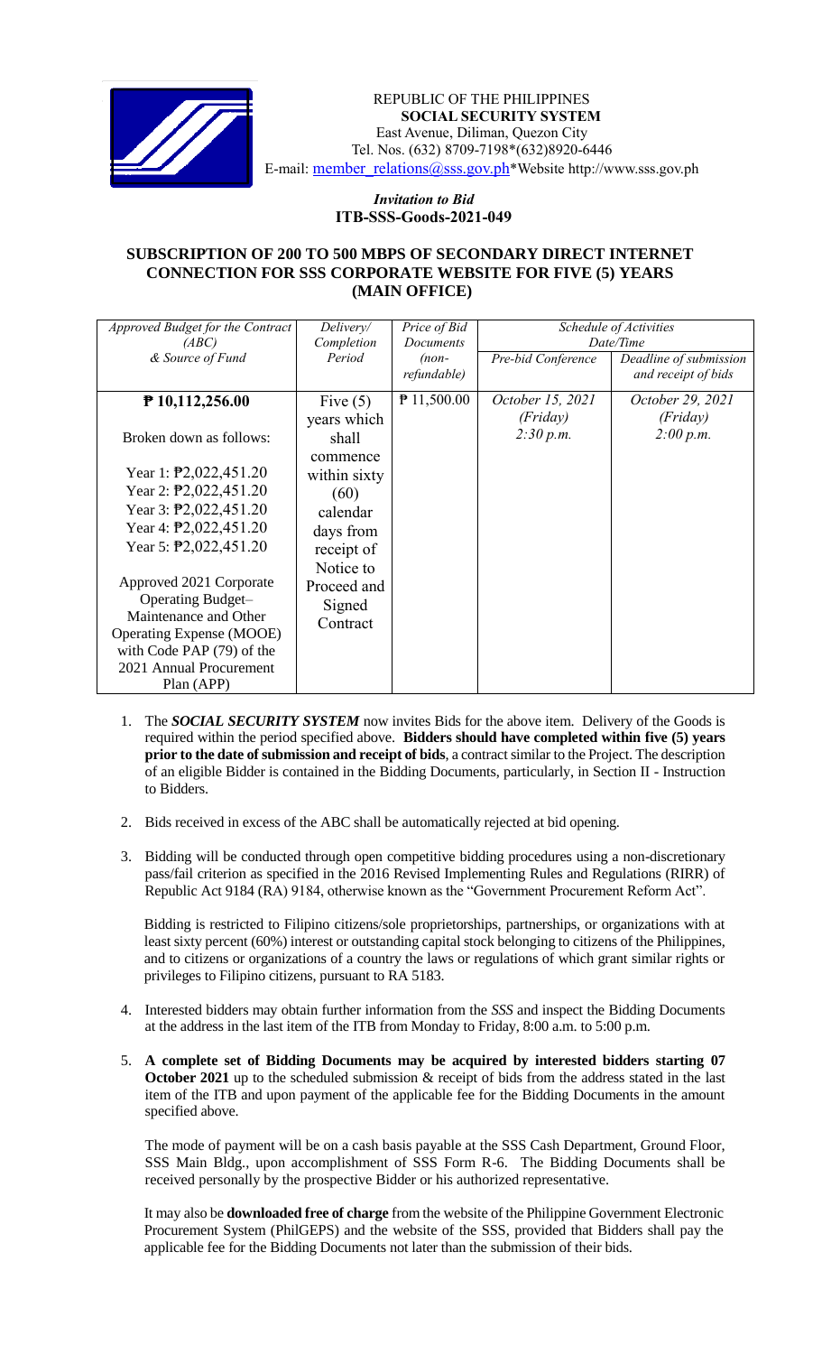REPUBLIC OF THE PHILIPPINES
**SOCIAL SECURITY SYSTEM**
East Avenue, Diliman, Quezon City
Tel. Nos. (632) 8709-7198*(632)8920-6446
E-mail: member_relations@sss.gov.ph*Website http://www.sss.gov.ph

*Invitation to Bid*
**ITB-SSS-Goods-2021-049**

**SUBSCRIPTION OF 200 TO 500 MBPS OF SECONDARY DIRECT INTERNET CONNECTION FOR SSS CORPORATE WEBSITE FOR FIVE (5) YEARS (MAIN OFFICE)**

| *Approved Budget for the Contract (ABC) & Source of Fund* | *Delivery/ Completion Period* | *Price of Bid Documents (non-refundable)* | *Schedule of Activities Date/Time* | |
|---|---|---|---|---|
| | | | *Pre-bid Conference* | *Deadline of submission and receipt of bids* |
| **₱ 10,112,256.00**<br><br>Broken down as follows:<br><br>Year 1: ₱2,022,451.20<br>Year 2: ₱2,022,451.20<br>Year 3: ₱2,022,451.20<br>Year 4: ₱2,022,451.20<br>Year 5: ₱2,022,451.20<br><br>Approved 2021 Corporate Operating Budget– Maintenance and Other Operating Expense (MOOE) with Code PAP (79) of the 2021 Annual Procurement Plan (APP) | Five (5) years which shall commence within sixty (60) calendar days from receipt of Notice to Proceed and Signed Contract | ₱ 11,500.00 | *October 15, 2021 (Friday) 2:30 p.m.* | *October 29, 2021 (Friday) 2:00 p.m.* |

1. The ***SOCIAL SECURITY SYSTEM*** now invites Bids for the above item. Delivery of the Goods is required within the period specified above. **Bidders should have completed within five (5) years prior to the date of submission and receipt of bids**, a contract similar to the Project. The description of an eligible Bidder is contained in the Bidding Documents, particularly, in Section II - Instruction to Bidders.

2. Bids received in excess of the ABC shall be automatically rejected at bid opening.

3. Bidding will be conducted through open competitive bidding procedures using a non-discretionary pass/fail criterion as specified in the 2016 Revised Implementing Rules and Regulations (RIRR) of Republic Act 9184 (RA) 9184, otherwise known as the "Government Procurement Reform Act".

   Bidding is restricted to Filipino citizens/sole proprietorships, partnerships, or organizations with at least sixty percent (60%) interest or outstanding capital stock belonging to citizens of the Philippines, and to citizens or organizations of a country the laws or regulations of which grant similar rights or privileges to Filipino citizens, pursuant to RA 5183.

4. Interested bidders may obtain further information from the *SSS* and inspect the Bidding Documents at the address in the last item of the ITB from Monday to Friday, 8:00 a.m. to 5:00 p.m.

5. **A complete set of Bidding Documents may be acquired by interested bidders starting 07 October 2021** up to the scheduled submission & receipt of bids from the address stated in the last item of the ITB and upon payment of the applicable fee for the Bidding Documents in the amount specified above.

   The mode of payment will be on a cash basis payable at the SSS Cash Department, Ground Floor, SSS Main Bldg., upon accomplishment of SSS Form R-6. The Bidding Documents shall be received personally by the prospective Bidder or his authorized representative.

   It may also be **downloaded free of charge** from the website of the Philippine Government Electronic Procurement System (PhilGEPS) and the website of the SSS, provided that Bidders shall pay the applicable fee for the Bidding Documents not later than the submission of their bids.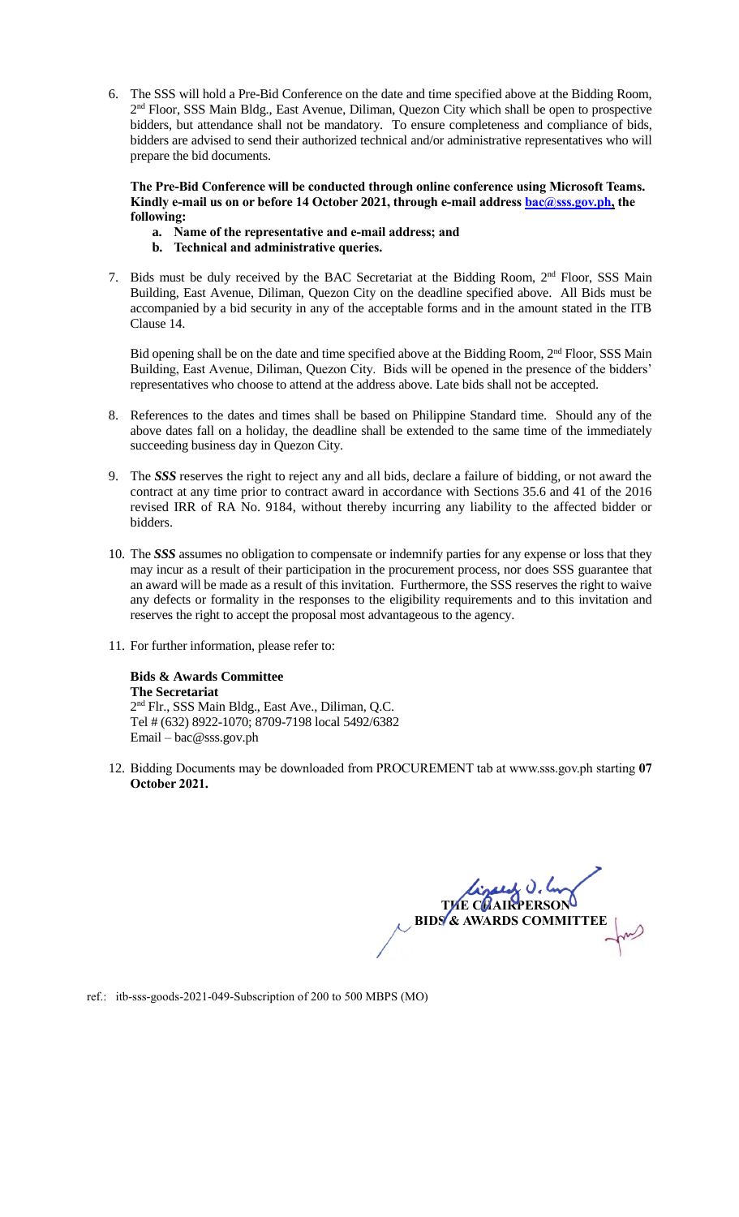6. The SSS will hold a Pre-Bid Conference on the date and time specified above at the Bidding Room, 2nd Floor, SSS Main Bldg., East Avenue, Diliman, Quezon City which shall be open to prospective bidders, but attendance shall not be mandatory. To ensure completeness and compliance of bids, bidders are advised to send their authorized technical and/or administrative representatives who will prepare the bid documents.

   **The Pre-Bid Conference will be conducted through online conference using Microsoft Teams. Kindly e-mail us on or before 14 October 2021, through e-mail address bac@sss.gov.ph, the following:**

   **a. Name of the representative and e-mail address; and**
   **b. Technical and administrative queries.**

7. Bids must be duly received by the BAC Secretariat at the Bidding Room, 2nd Floor, SSS Main Building, East Avenue, Diliman, Quezon City on the deadline specified above. All Bids must be accompanied by a bid security in any of the acceptable forms and in the amount stated in the ITB Clause 14.

   Bid opening shall be on the date and time specified above at the Bidding Room, 2nd Floor, SSS Main Building, East Avenue, Diliman, Quezon City. Bids will be opened in the presence of the bidders' representatives who choose to attend at the address above. Late bids shall not be accepted.

8. References to the dates and times shall be based on Philippine Standard time. Should any of the above dates fall on a holiday, the deadline shall be extended to the same time of the immediately succeeding business day in Quezon City.

9. The ***SSS*** reserves the right to reject any and all bids, declare a failure of bidding, or not award the contract at any time prior to contract award in accordance with Sections 35.6 and 41 of the 2016 revised IRR of RA No. 9184, without thereby incurring any liability to the affected bidder or bidders.

10. The ***SSS*** assumes no obligation to compensate or indemnify parties for any expense or loss that they may incur as a result of their participation in the procurement process, nor does SSS guarantee that an award will be made as a result of this invitation. Furthermore, the SSS reserves the right to waive any defects or formality in the responses to the eligibility requirements and to this invitation and reserves the right to accept the proposal most advantageous to the agency.

11. For further information, please refer to:

    **Bids & Awards Committee**
    **The Secretariat**
    2nd Flr., SSS Main Bldg., East Ave., Diliman, Q.C.
    Tel # (632) 8922-1070; 8709-7198 local 5492/6382
    Email – bac@sss.gov.ph

12. Bidding Documents may be downloaded from PROCUREMENT tab at www.sss.gov.ph starting **07 October 2021.**

**THE CHAIRPERSON**
**BIDS & AWARDS COMMITTEE**

ref.: itb-sss-goods-2021-049-Subscription of 200 to 500 MBPS (MO)